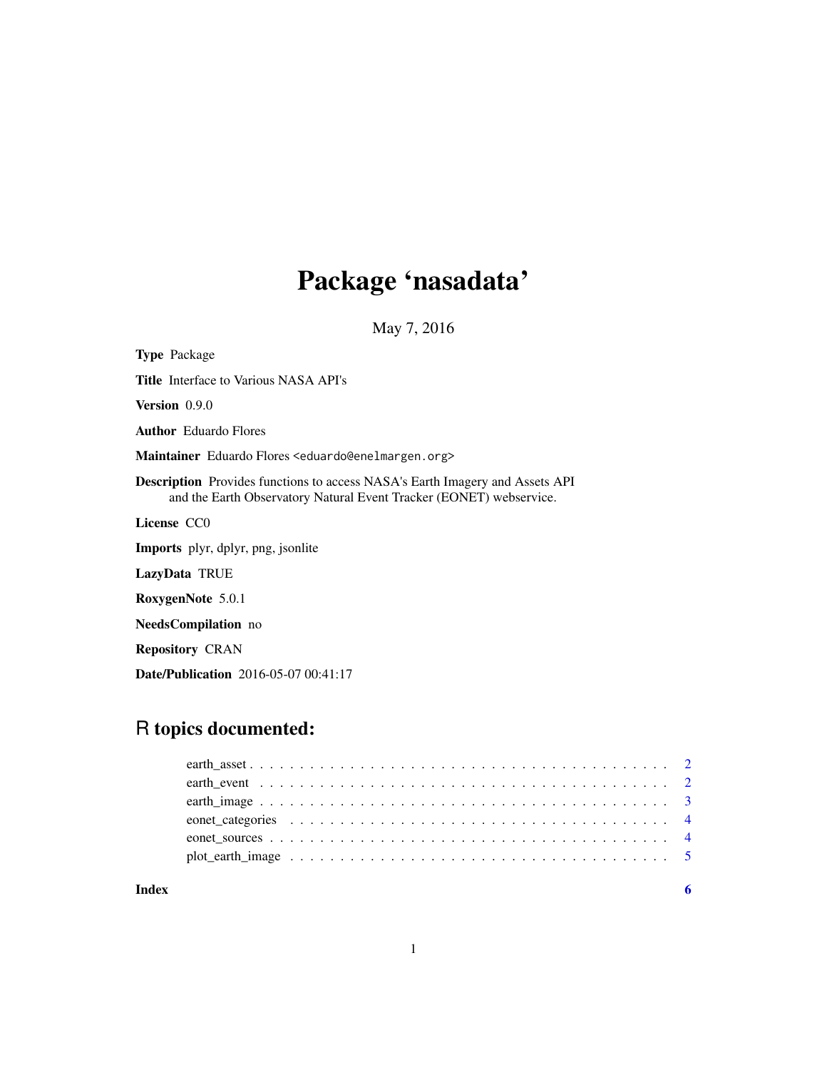# Package 'nasadata'

May 7, 2016

**Type** Package

**Title** Interface to Various NASA API's

**Version** 0.9.0

**Author** Eduardo Flores

**Maintainer** Eduardo Flores <eduardo@enelmargen.org>

**Description** Provides functions to access NASA's Earth Imagery and Assets API and the Earth Observatory Natural Event Tracker (EONET) webservice.

**License** CC0

**Imports** plyr, dplyr, png, jsonlite

**LazyData** TRUE

**RoxygenNote** 5.0.1

**NeedsCompilation** no

**Repository** CRAN

**Date/Publication** 2016-05-07 00:41:17

## R topics documented:

- earth_asset . . . . . . . . . . . . . . . . . . . . . . . . . . . . . . . . . . . . . . . . . 2
- earth_event . . . . . . . . . . . . . . . . . . . . . . . . . . . . . . . . . . . . . . . . . 2
- earth_image . . . . . . . . . . . . . . . . . . . . . . . . . . . . . . . . . . . . . . . . . 3
- eonet_categories . . . . . . . . . . . . . . . . . . . . . . . . . . . . . . . . . . . . . . 4
- eonet_sources . . . . . . . . . . . . . . . . . . . . . . . . . . . . . . . . . . . . . . . . 4
- plot_earth_image . . . . . . . . . . . . . . . . . . . . . . . . . . . . . . . . . . . . . . 5

**Index** 6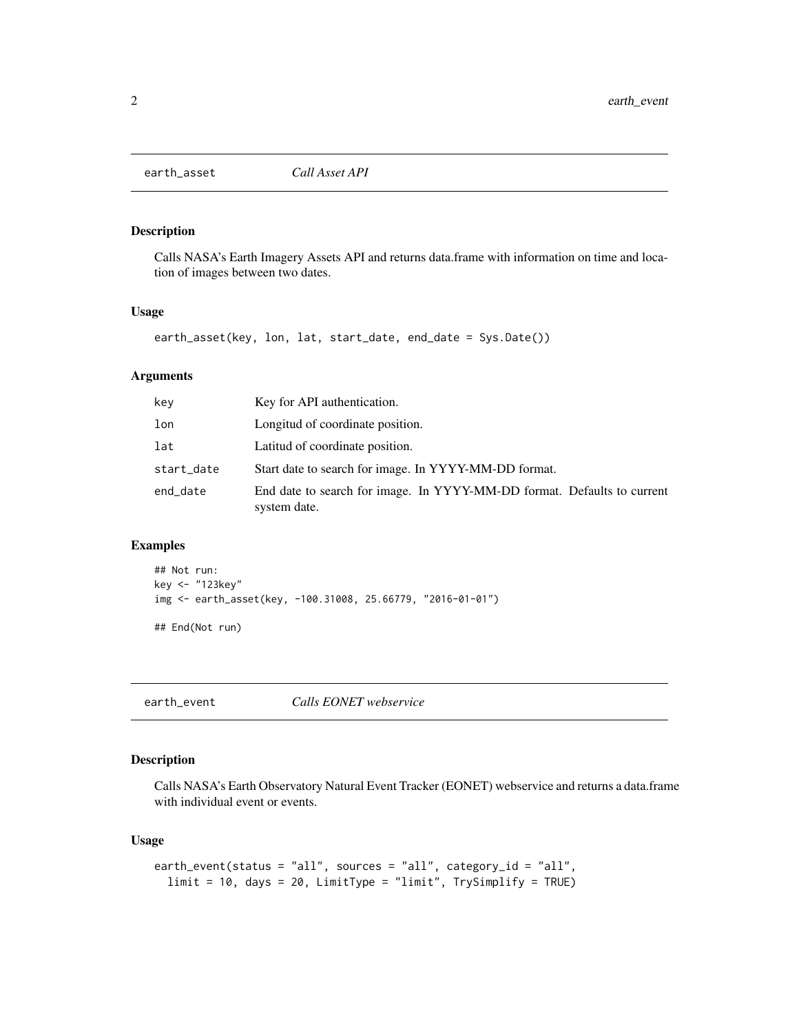## earth_asset *Call Asset API*

### Description

Calls NASA's Earth Imagery Assets API and returns data.frame with information on time and location of images between two dates.

### Usage

```
earth_asset(key, lon, lat, start_date, end_date = Sys.Date())
```

### Arguments

| | |
|---|---|
| key | Key for API authentication. |
| lon | Longitud of coordinate position. |
| lat | Latitud of coordinate position. |
| start_date | Start date to search for image. In YYYY-MM-DD format. |
| end_date | End date to search for image. In YYYY-MM-DD format. Defaults to current system date. |

### Examples

```
## Not run:
key <- "123key"
img <- earth_asset(key, -100.31008, 25.66779, "2016-01-01")

## End(Not run)
```

## earth_event *Calls EONET webservice*

### Description

Calls NASA's Earth Observatory Natural Event Tracker (EONET) webservice and returns a data.frame with individual event or events.

### Usage

```
earth_event(status = "all", sources = "all", category_id = "all",
  limit = 10, days = 20, LimitType = "limit", TrySimplify = TRUE)
```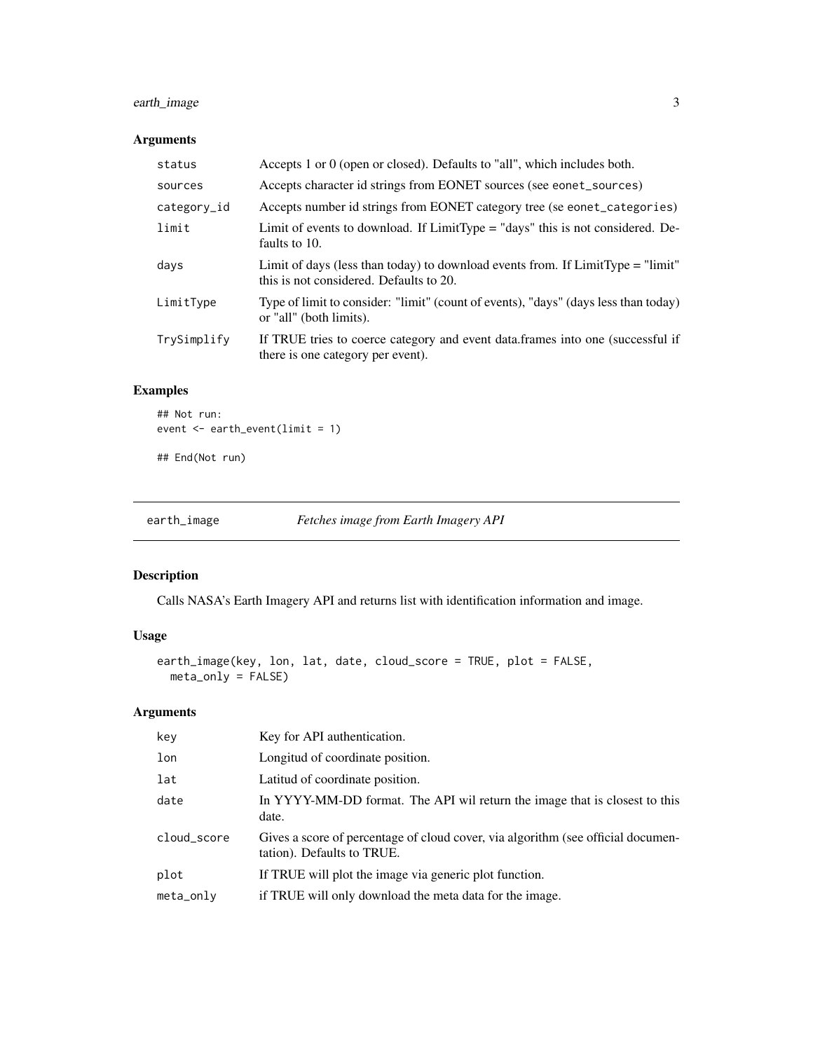## Arguments

| | |
|---|---|
| status | Accepts 1 or 0 (open or closed). Defaults to "all", which includes both. |
| sources | Accepts character id strings from EONET sources (see eonet_sources) |
| category_id | Accepts number id strings from EONET category tree (se eonet_categories) |
| limit | Limit of events to download. If LimitType = "days" this is not considered. Defaults to 10. |
| days | Limit of days (less than today) to download events from. If LimitType = "limit" this is not considered. Defaults to 20. |
| LimitType | Type of limit to consider: "limit" (count of events), "days" (days less than today) or "all" (both limits). |
| TrySimplify | If TRUE tries to coerce category and event data.frames into one (successful if there is one category per event). |

## Examples

```
## Not run:
event <- earth_event(limit = 1)

## End(Not run)
```

---

# earth_image *Fetches image from Earth Imagery API*

---

## Description

Calls NASA's Earth Imagery API and returns list with identification information and image.

## Usage

```
earth_image(key, lon, lat, date, cloud_score = TRUE, plot = FALSE,
  meta_only = FALSE)
```

## Arguments

| | |
|---|---|
| key | Key for API authentication. |
| lon | Longitud of coordinate position. |
| lat | Latitud of coordinate position. |
| date | In YYYY-MM-DD format. The API wil return the image that is closest to this date. |
| cloud_score | Gives a score of percentage of cloud cover, via algorithm (see official documentation). Defaults to TRUE. |
| plot | If TRUE will plot the image via generic plot function. |
| meta_only | if TRUE will only download the meta data for the image. |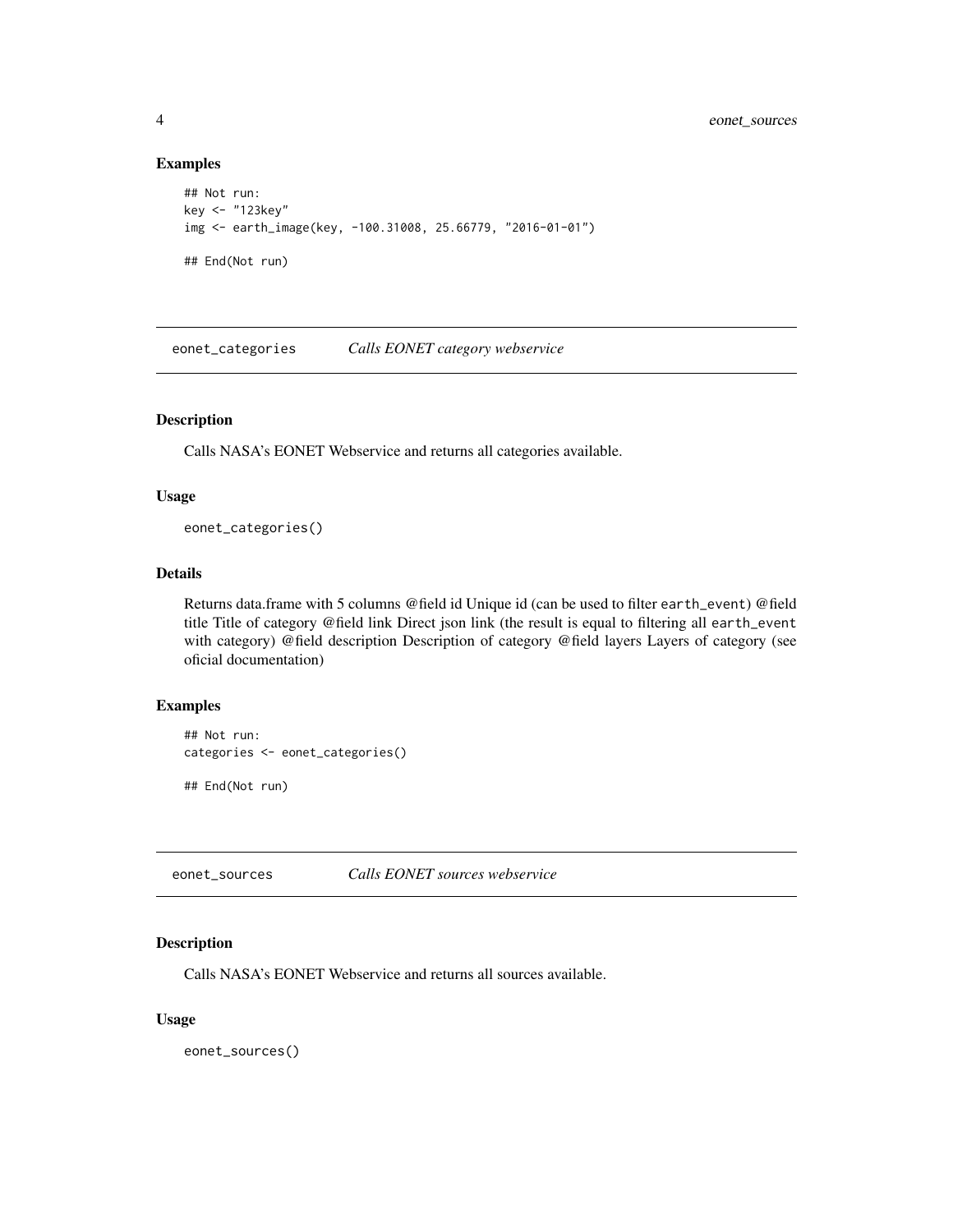## Examples

```
## Not run:
key <- "123key"
img <- earth_image(key, -100.31008, 25.66779, "2016-01-01")

## End(Not run)
```

# eonet_categories *Calls EONET category webservice*

## Description

Calls NASA's EONET Webservice and returns all categories available.

## Usage

```
eonet_categories()
```

## Details

Returns data.frame with 5 columns @field id Unique id (can be used to filter `earth_event`) @field title Title of category @field link Direct json link (the result is equal to filtering all `earth_event` with category) @field description Description of category @field layers Layers of category (see oficial documentation)

## Examples

```
## Not run:
categories <- eonet_categories()

## End(Not run)
```

# eonet_sources *Calls EONET sources webservice*

## Description

Calls NASA's EONET Webservice and returns all sources available.

## Usage

```
eonet_sources()
```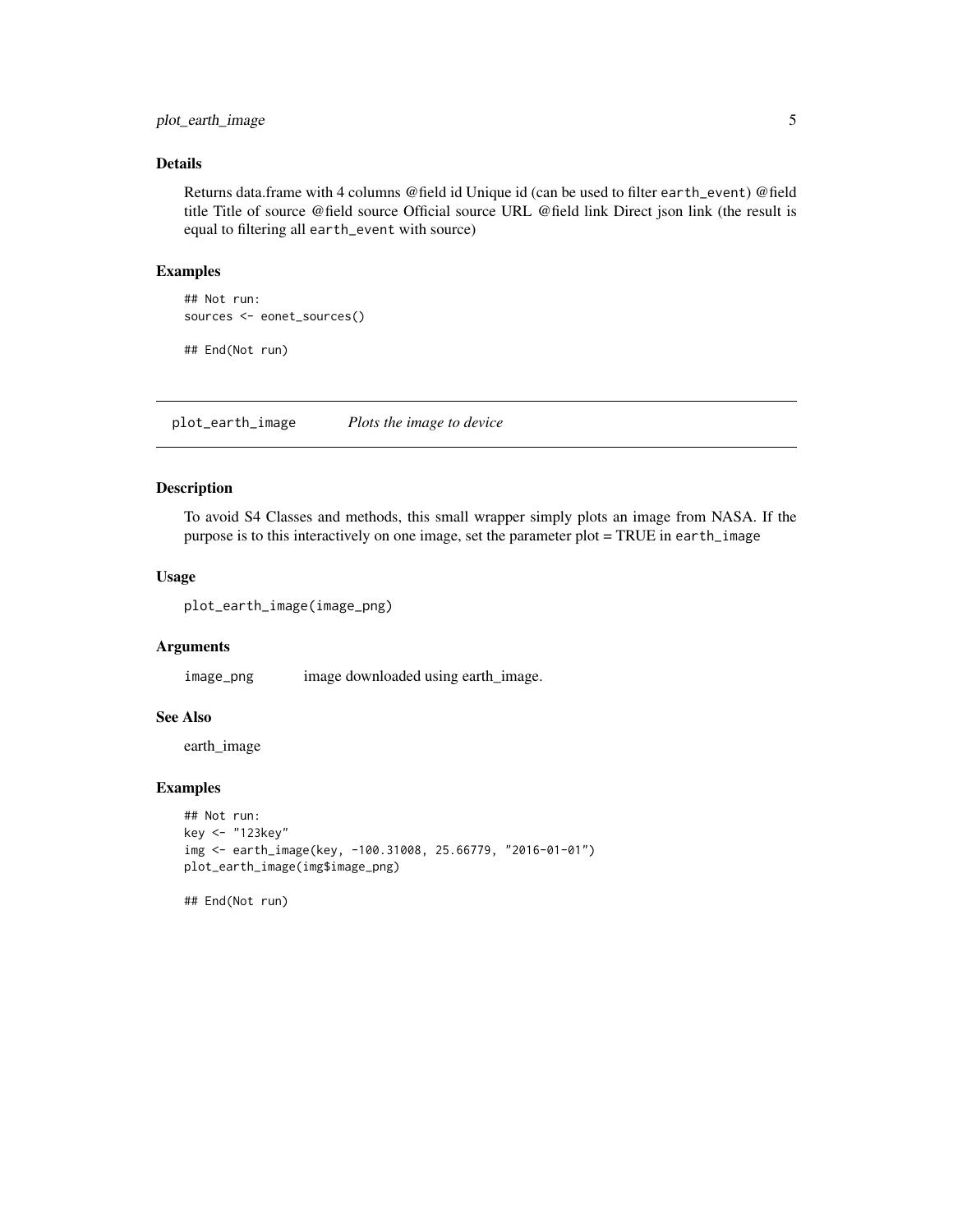### Details

Returns data.frame with 4 columns @field id Unique id (can be used to filter `earth_event`) @field title Title of source @field source Official source URL @field link Direct json link (the result is equal to filtering all `earth_event` with source)

### Examples

```
## Not run:
sources <- eonet_sources()

## End(Not run)
```

---

## plot_earth_image — *Plots the image to device*

### Description

To avoid S4 Classes and methods, this small wrapper simply plots an image from NASA. If the purpose is to this interactively on one image, set the parameter plot = TRUE in `earth_image`

### Usage

```
plot_earth_image(image_png)
```

### Arguments

| | |
|---|---|
| `image_png` | image downloaded using earth_image. |

### See Also

earth_image

### Examples

```
## Not run:
key <- "123key"
img <- earth_image(key, -100.31008, 25.66779, "2016-01-01")
plot_earth_image(img$image_png)

## End(Not run)
```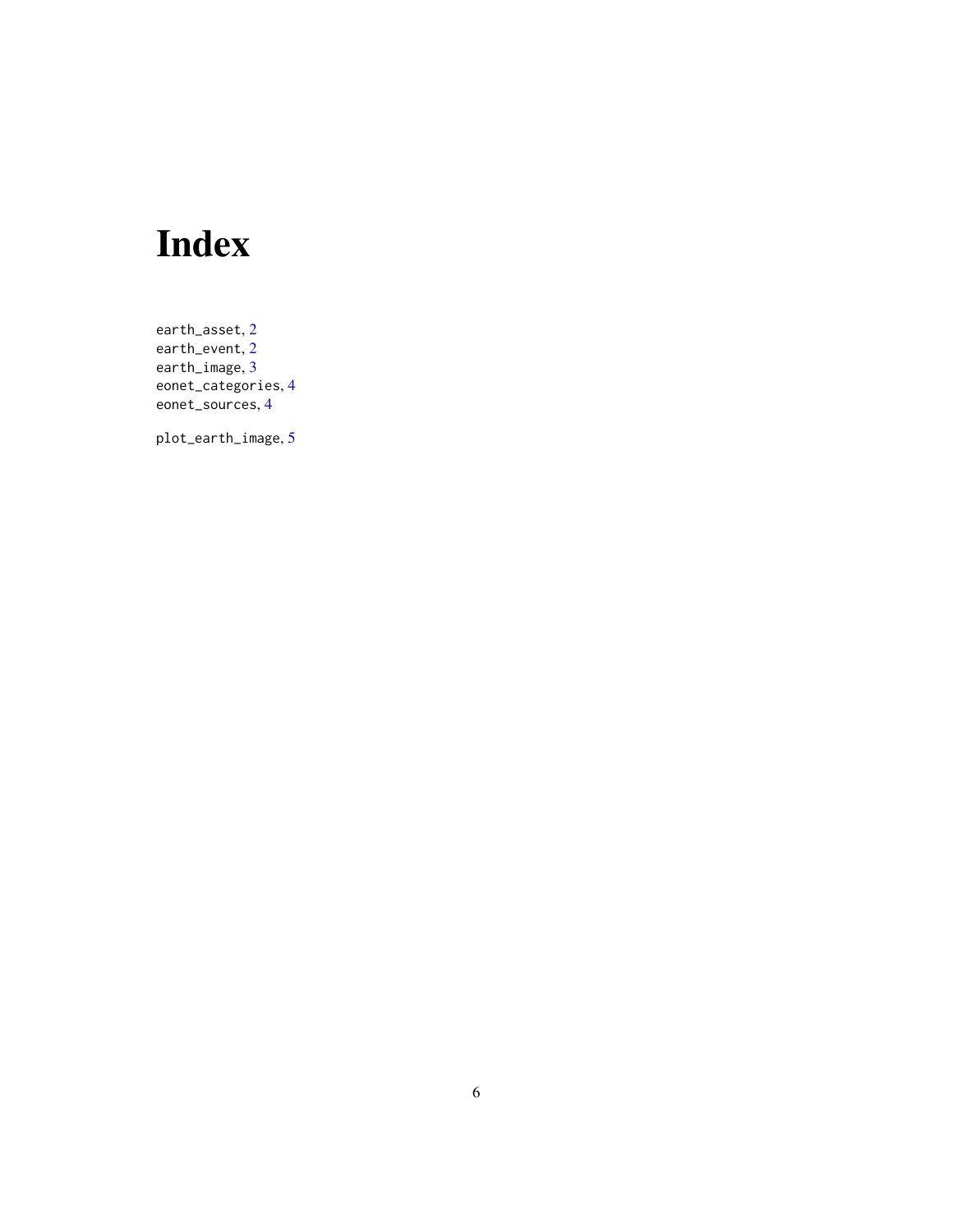# Index

earth_asset, 2
earth_event, 2
earth_image, 3
eonet_categories, 4
eonet_sources, 4

plot_earth_image, 5